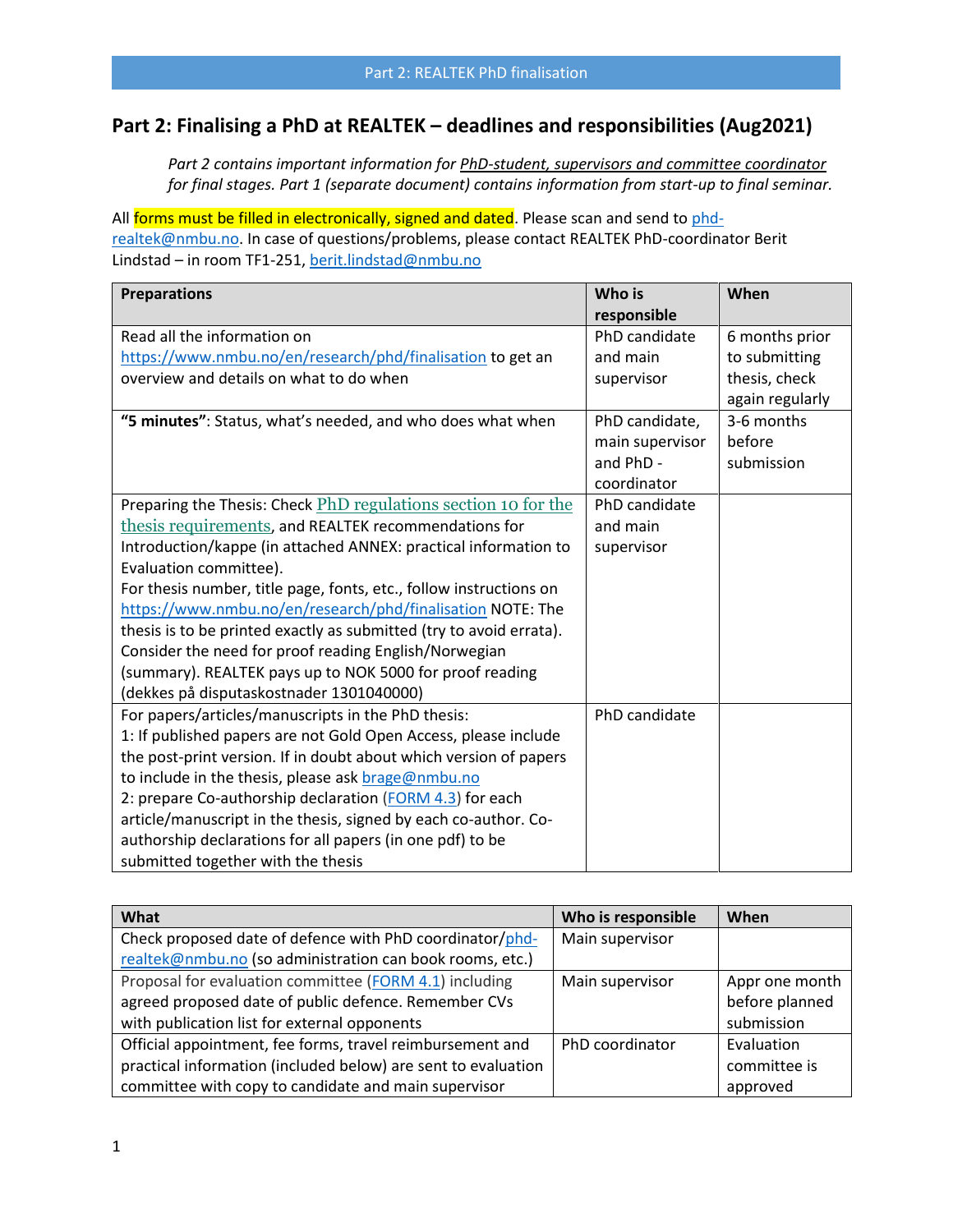## Part 2: Finalising a PhD at REALTEK – deadlines and responsibilities (Aug2021)

*Part 2 contains important information for PhD-student, supervisors and committee coordinator for final stages. Part 1 (separate document) contains information from start-up to final seminar.*

All forms must be filled in electronically, signed and dated. Please scan and send to phd-realtek@nmbu.no. In case of questions/problems, please contact REALTEK PhD-coordinator Berit Lindstad – in room TF1-251, berit.lindstad@nmbu.no

| Preparations | Who is responsible | When |
|---|---|---|
| Read all the information on https://www.nmbu.no/en/research/phd/finalisation to get an overview and details on what to do when | PhD candidate and main supervisor | 6 months prior to submitting thesis, check again regularly |
| **"5 minutes"**: Status, what's needed, and who does what when | PhD candidate, main supervisor and PhD - coordinator | 3-6 months before submission |
| Preparing the Thesis: Check PhD regulations section 10 for the thesis requirements, and REALTEK recommendations for Introduction/kappe (in attached ANNEX: practical information to Evaluation committee).<br>For thesis number, title page, fonts, etc., follow instructions on https://www.nmbu.no/en/research/phd/finalisation NOTE: The thesis is to be printed exactly as submitted (try to avoid errata). Consider the need for proof reading English/Norwegian (summary). REALTEK pays up to NOK 5000 for proof reading (dekkes på disputaskostnader 1301040000) | PhD candidate and main supervisor | |
| For papers/articles/manuscripts in the PhD thesis:<br>1: If published papers are not Gold Open Access, please include the post-print version. If in doubt about which version of papers to include in the thesis, please ask brage@nmbu.no<br>2: prepare Co-authorship declaration (FORM 4.3) for each article/manuscript in the thesis, signed by each co-author. Co-authorship declarations for all papers (in one pdf) to be submitted together with the thesis | PhD candidate | |

| What | Who is responsible | When |
|---|---|---|
| Check proposed date of defence with PhD coordinator/phd-realtek@nmbu.no (so administration can book rooms, etc.) | Main supervisor | |
| Proposal for evaluation committee (FORM 4.1) including agreed proposed date of public defence. Remember CVs with publication list for external opponents | Main supervisor | Appr one month before planned submission |
| Official appointment, fee forms, travel reimbursement and practical information (included below) are sent to evaluation committee with copy to candidate and main supervisor | PhD coordinator | Evaluation committee is approved |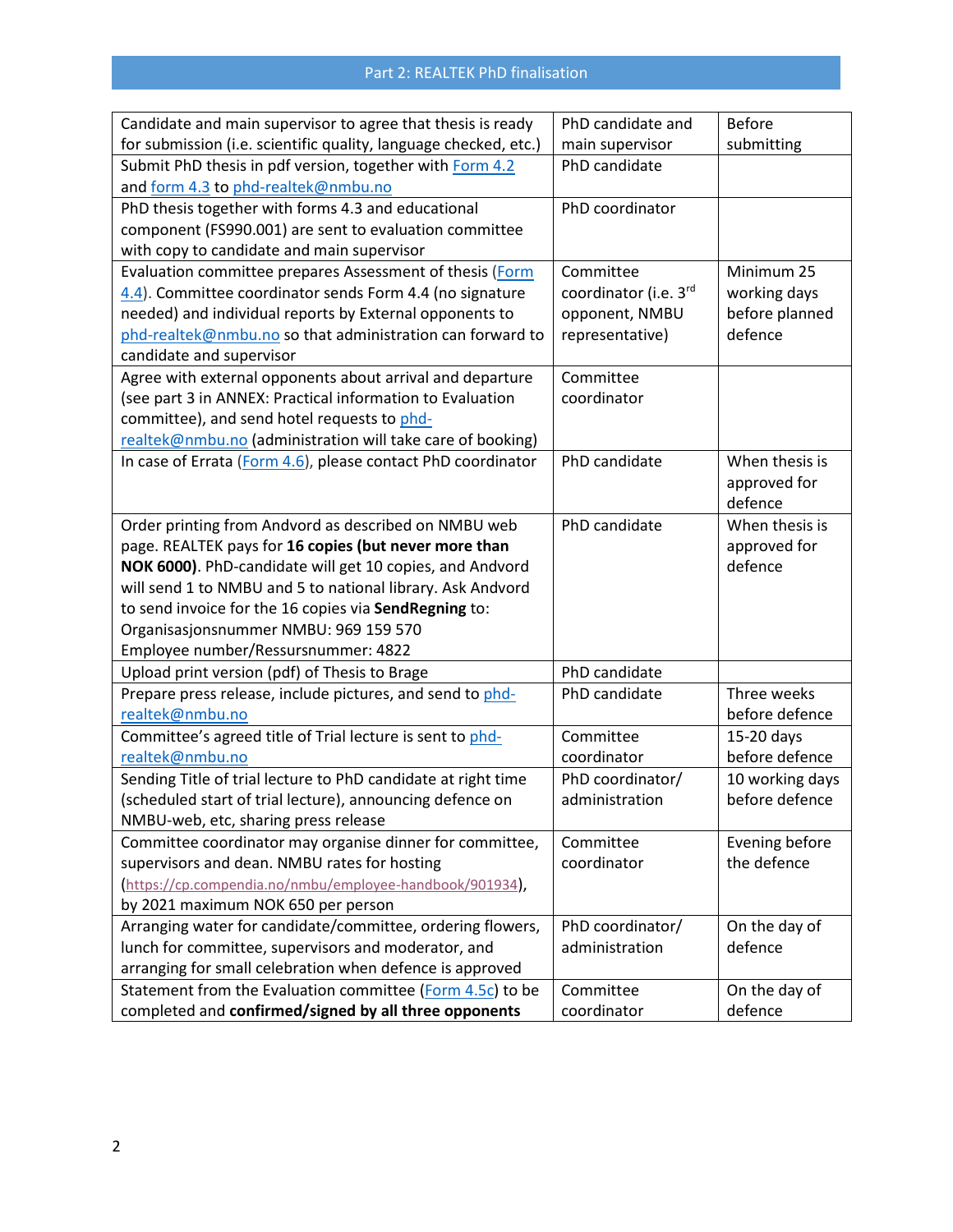## Part 2: REALTEK PhD finalisation

| | | |
|---|---|---|
| Candidate and main supervisor to agree that thesis is ready for submission (i.e. scientific quality, language checked, etc.) | PhD candidate and main supervisor | Before submitting |
| Submit PhD thesis in pdf version, together with Form 4.2 and form 4.3 to phd-realtek@nmbu.no | PhD candidate | |
| PhD thesis together with forms 4.3 and educational component (FS990.001) are sent to evaluation committee with copy to candidate and main supervisor | PhD coordinator | |
| Evaluation committee prepares Assessment of thesis (Form 4.4). Committee coordinator sends Form 4.4 (no signature needed) and individual reports by External opponents to phd-realtek@nmbu.no so that administration can forward to candidate and supervisor | Committee coordinator (i.e. 3rd opponent, NMBU representative) | Minimum 25 working days before planned defence |
| Agree with external opponents about arrival and departure (see part 3 in ANNEX: Practical information to Evaluation committee), and send hotel requests to phd-realtek@nmbu.no (administration will take care of booking) | Committee coordinator | |
| In case of Errata (Form 4.6), please contact PhD coordinator | PhD candidate | When thesis is approved for defence |
| Order printing from Andvord as described on NMBU web page. REALTEK pays for **16 copies (but never more than NOK 6000)**. PhD-candidate will get 10 copies, and Andvord will send 1 to NMBU and 5 to national library. Ask Andvord to send invoice for the 16 copies via **SendRegning** to: Organisasjonsnummer NMBU: 969 159 570 Employee number/Ressursnummer: 4822 | PhD candidate | When thesis is approved for defence |
| Upload print version (pdf) of Thesis to Brage | PhD candidate | |
| Prepare press release, include pictures, and send to phd-realtek@nmbu.no | PhD candidate | Three weeks before defence |
| Committee's agreed title of Trial lecture is sent to phd-realtek@nmbu.no | Committee coordinator | 15-20 days before defence |
| Sending Title of trial lecture to PhD candidate at right time (scheduled start of trial lecture), announcing defence on NMBU-web, etc, sharing press release | PhD coordinator/ administration | 10 working days before defence |
| Committee coordinator may organise dinner for committee, supervisors and dean. NMBU rates for hosting (https://cp.compendia.no/nmbu/employee-handbook/901934), by 2021 maximum NOK 650 per person | Committee coordinator | Evening before the defence |
| Arranging water for candidate/committee, ordering flowers, lunch for committee, supervisors and moderator, and arranging for small celebration when defence is approved | PhD coordinator/ administration | On the day of defence |
| Statement from the Evaluation committee (Form 4.5c) to be completed and **confirmed/signed by all three opponents** | Committee coordinator | On the day of defence |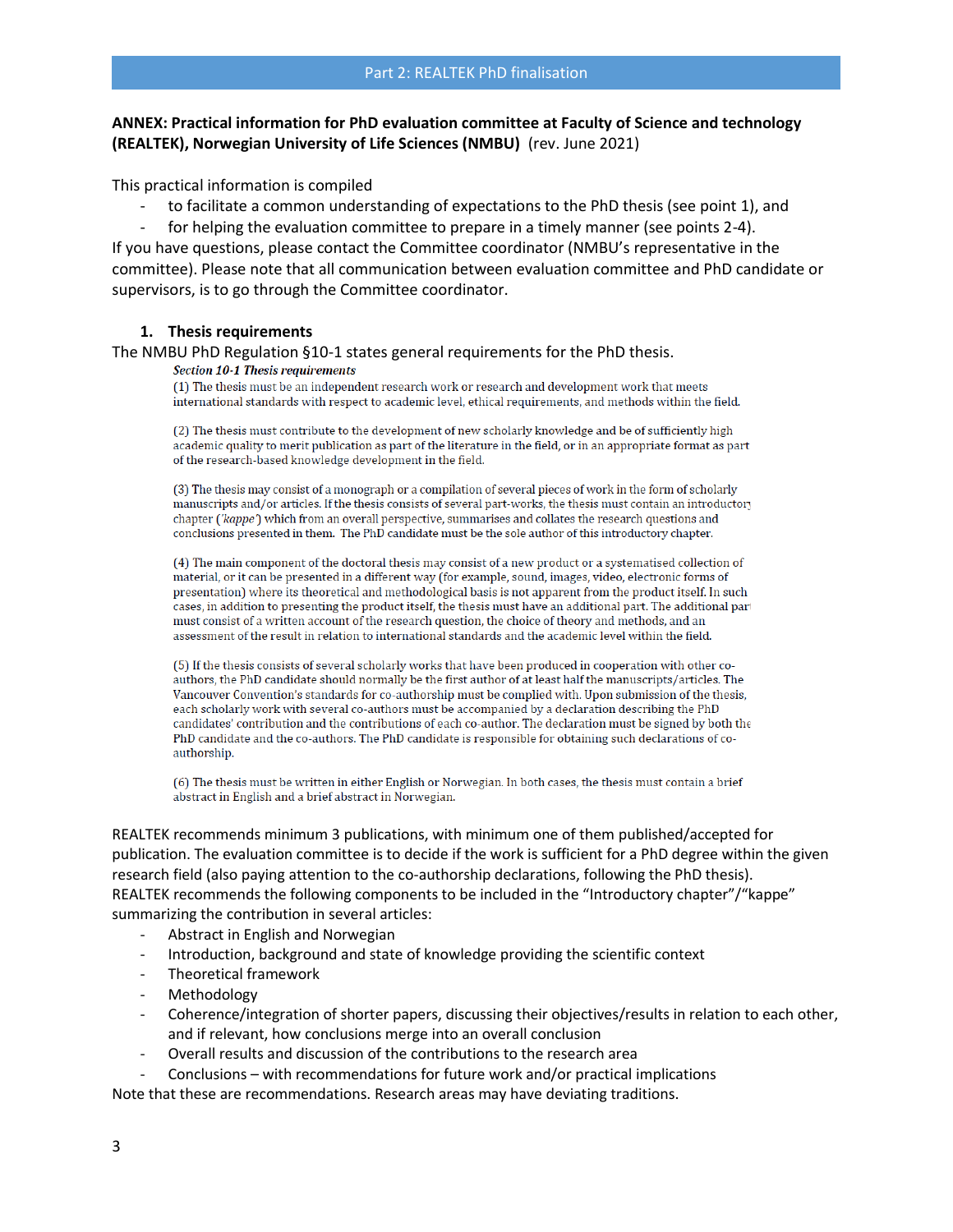Part 2: REALTEK PhD finalisation

**ANNEX: Practical information for PhD evaluation committee at Faculty of Science and technology (REALTEK), Norwegian University of Life Sciences (NMBU)** (rev. June 2021)

This practical information is compiled

- to facilitate a common understanding of expectations to the PhD thesis (see point 1), and
- for helping the evaluation committee to prepare in a timely manner (see points 2-4).

If you have questions, please contact the Committee coordinator (NMBU's representative in the committee). Please note that all communication between evaluation committee and PhD candidate or supervisors, is to go through the Committee coordinator.

## 1. Thesis requirements

The NMBU PhD Regulation §10-1 states general requirements for the PhD thesis.

> ***Section 10-1 Thesis requirements***
>
> (1) The thesis must be an independent research work or research and development work that meets international standards with respect to academic level, ethical requirements, and methods within the field.
>
> (2) The thesis must contribute to the development of new scholarly knowledge and be of sufficiently high academic quality to merit publication as part of the literature in the field, or in an appropriate format as part of the research-based knowledge development in the field.
>
> (3) The thesis may consist of a monograph or a compilation of several pieces of work in the form of scholarly manuscripts and/or articles. If the thesis consists of several part-works, the thesis must contain an introductory chapter (*'kappe'*) which from an overall perspective, summarises and collates the research questions and conclusions presented in them. The PhD candidate must be the sole author of this introductory chapter.
>
> (4) The main component of the doctoral thesis may consist of a new product or a systematised collection of material, or it can be presented in a different way (for example, sound, images, video, electronic forms of presentation) where its theoretical and methodological basis is not apparent from the product itself. In such cases, in addition to presenting the product itself, the thesis must have an additional part. The additional part must consist of a written account of the research question, the choice of theory and methods, and an assessment of the result in relation to international standards and the academic level within the field.
>
> (5) If the thesis consists of several scholarly works that have been produced in cooperation with other co-authors, the PhD candidate should normally be the first author of at least half the manuscripts/articles. The Vancouver Convention's standards for co-authorship must be complied with. Upon submission of the thesis, each scholarly work with several co-authors must be accompanied by a declaration describing the PhD candidates' contribution and the contributions of each co-author. The declaration must be signed by both the PhD candidate and the co-authors. The PhD candidate is responsible for obtaining such declarations of co-authorship.
>
> (6) The thesis must be written in either English or Norwegian. In both cases, the thesis must contain a brief abstract in English and a brief abstract in Norwegian.

REALTEK recommends minimum 3 publications, with minimum one of them published/accepted for publication. The evaluation committee is to decide if the work is sufficient for a PhD degree within the given research field (also paying attention to the co-authorship declarations, following the PhD thesis).
REALTEK recommends the following components to be included in the "Introductory chapter"/"kappe" summarizing the contribution in several articles:

- Abstract in English and Norwegian
- Introduction, background and state of knowledge providing the scientific context
- Theoretical framework
- Methodology
- Coherence/integration of shorter papers, discussing their objectives/results in relation to each other, and if relevant, how conclusions merge into an overall conclusion
- Overall results and discussion of the contributions to the research area
- Conclusions – with recommendations for future work and/or practical implications

Note that these are recommendations. Research areas may have deviating traditions.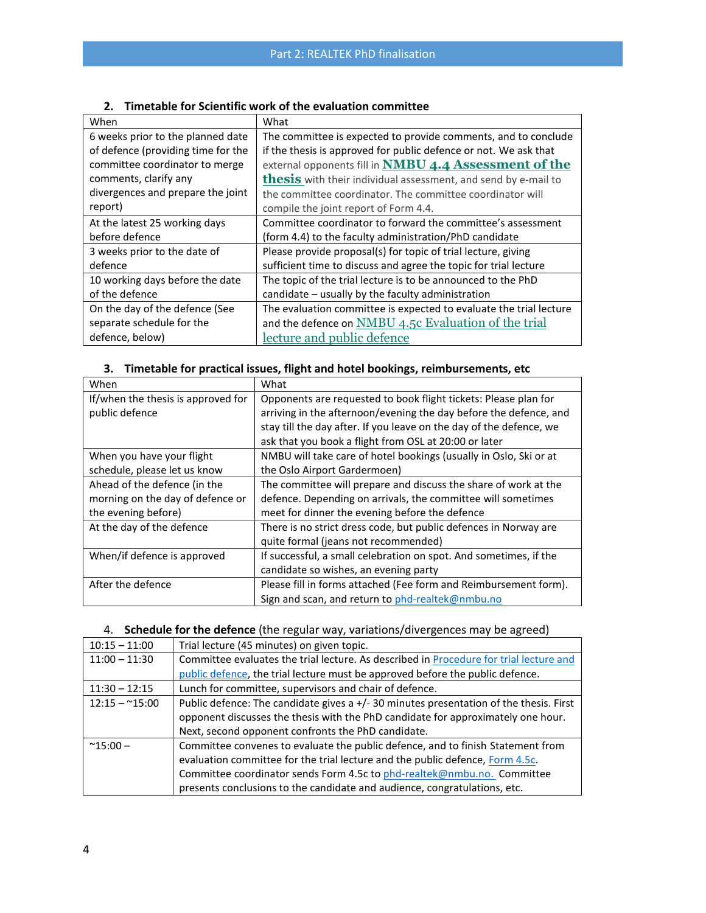## 2. Timetable for Scientific work of the evaluation committee

| When | What |
|---|---|
| 6 weeks prior to the planned date of defence (providing time for the committee coordinator to merge comments, clarify any divergences and prepare the joint report) | The committee is expected to provide comments, and to conclude if the thesis is approved for public defence or not. We ask that external opponents fill in **NMBU 4.4 Assessment of the thesis** with their individual assessment, and send by e-mail to the committee coordinator. The committee coordinator will compile the joint report of Form 4.4. |
| At the latest 25 working days before defence | Committee coordinator to forward the committee's assessment (form 4.4) to the faculty administration/PhD candidate |
| 3 weeks prior to the date of defence | Please provide proposal(s) for topic of trial lecture, giving sufficient time to discuss and agree the topic for trial lecture |
| 10 working days before the date of the defence | The topic of the trial lecture is to be announced to the PhD candidate – usually by the faculty administration |
| On the day of the defence (See separate schedule for the defence, below) | The evaluation committee is expected to evaluate the trial lecture and the defence on NMBU 4.5c Evaluation of the trial lecture and public defence |

## 3. Timetable for practical issues, flight and hotel bookings, reimbursements, etc

| When | What |
|---|---|
| If/when the thesis is approved for public defence | Opponents are requested to book flight tickets: Please plan for arriving in the afternoon/evening the day before the defence, and stay till the day after. If you leave on the day of the defence, we ask that you book a flight from OSL at 20:00 or later |
| When you have your flight schedule, please let us know | NMBU will take care of hotel bookings (usually in Oslo, Ski or at the Oslo Airport Gardermoen) |
| Ahead of the defence (in the morning on the day of defence or the evening before) | The committee will prepare and discuss the share of work at the defence. Depending on arrivals, the committee will sometimes meet for dinner the evening before the defence |
| At the day of the defence | There is no strict dress code, but public defences in Norway are quite formal (jeans not recommended) |
| When/if defence is approved | If successful, a small celebration on spot. And sometimes, if the candidate so wishes, an evening party |
| After the defence | Please fill in forms attached (Fee form and Reimbursement form). Sign and scan, and return to phd-realtek@nmbu.no |

## 4. Schedule for the defence (the regular way, variations/divergences may be agreed)

| | |
|---|---|
| 10:15 – 11:00 | Trial lecture (45 minutes) on given topic. |
| 11:00 – 11:30 | Committee evaluates the trial lecture. As described in Procedure for trial lecture and public defence, the trial lecture must be approved before the public defence. |
| 11:30 – 12:15 | Lunch for committee, supervisors and chair of defence. |
| 12:15 – ~15:00 | Public defence: The candidate gives a +/- 30 minutes presentation of the thesis. First opponent discusses the thesis with the PhD candidate for approximately one hour. Next, second opponent confronts the PhD candidate. |
| ~15:00 – | Committee convenes to evaluate the public defence, and to finish Statement from evaluation committee for the trial lecture and the public defence, Form 4.5c. Committee coordinator sends Form 4.5c to phd-realtek@nmbu.no. Committee presents conclusions to the candidate and audience, congratulations, etc. |